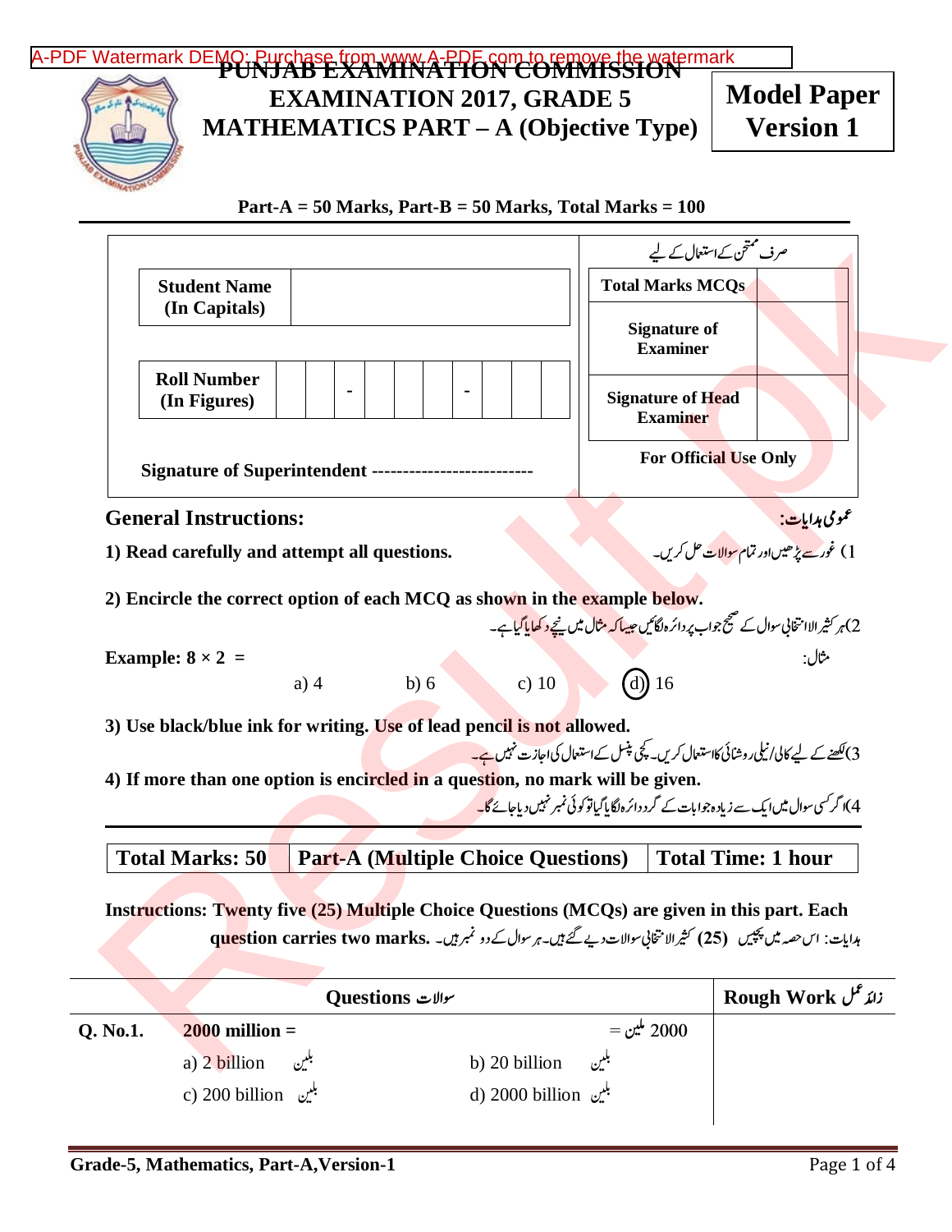# PUNJAB EXAMINATION COMMISSION
# EXAMINATION 2017, GRADE 5
# MATHEMATICS PART – A (Objective Type)

**Model Paper Version 1**

**Part-A = 50 Marks, Part-B = 50 Marks, Total Marks = 100**

| | | صرف ممتحن کے استعمال کے لیے | |
|---|---|---|---|
| **Student Name (In Capitals)** | | **Total Marks MCQs** | |
| | | **Signature of Examiner** | |
| **Roll Number (In Figures)** | - - | **Signature of Head Examiner** | |
| **Signature of Superintendent** ------------------------- | | **For Official Use Only** | |

## General Instructions:

عمومی ہدایات:

1) Read carefully and attempt all questions.

1) غور سے پڑھیں اور تمام سوالات حل کریں۔

2) Encircle the correct option of each MCQ as shown in the example below.

2) ہر کثیر الانتخابی سوال کے صحیح جواب پر دائرہ لگائیں جیسا کہ مثال میں نیچے دکھایا گیا ہے۔

**Example: $8 \times 2$ =** مثال:

a) 4 b) 6 c) 10 (d) 16

3) Use black/blue ink for writing. Use of lead pencil is not allowed.

3) لکھنے کے لیے کالی/نیلی روشنائی کا استعمال کریں۔ کچی پنسل کے استعمال کی اجازت نہیں ہے۔

4) If more than one option is encircled in a question, no mark will be given.

4) اگر کسی سوال میں ایک سے زیادہ جوابات کے گرد دائرہ لگایا گیا تو کوئی نمبر نہیں دیا جائے گا۔

| **Total Marks: 50** | **Part-A (Multiple Choice Questions)** | **Total Time: 1 hour** |
|---|---|---|

**Instructions: Twenty five (25) Multiple Choice Questions (MCQs) are given in this part. Each question carries two marks.** ہدایات: اس حصہ میں پچیس (25) کثیر الانتخابی سوالات دیے گئے ہیں۔ ہر سوال کے دو نمبر ہیں۔

| | Questions سوالات | | Rough Work زائد عمل |
|---|---|---|---|
| **Q. No.1.** | **2000 million =** | 2000 ملین = | |
| | a) 2 billion بلین | b) 20 billion بلین | |
| | c) 200 billion بلین | d) 2000 billion بلین | |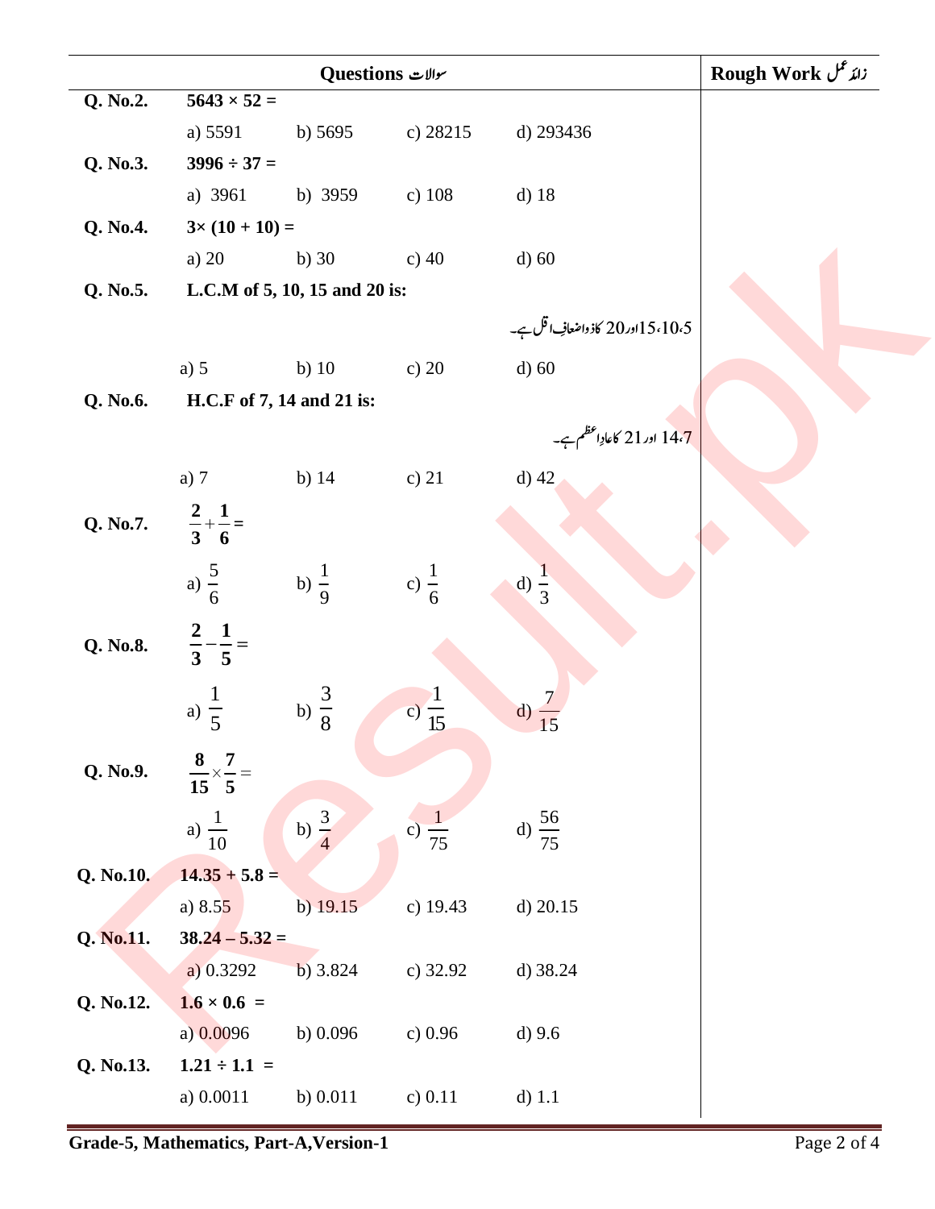| Questions سوالات | Rough Work زائد عمل |
|---|---|

**Q. No.2.** **5643 × 52 =**

a) 5591 b) 5695 c) 28215 d) 293436

**Q. No.3.** **3996 ÷ 37 =**

a) 3961 b) 3959 c) 108 d) 18

**Q. No.4.** **3× (10 + 10) =**

a) 20 b) 30 c) 40 d) 60

**Q. No.5.** **L.C.M of 5, 10, 15 and 20 is:**

5،10،15اور 20 کا ذواضعافِ اقل ہے۔

a) 5 b) 10 c) 20 d) 60

**Q. No.6.** **H.C.F of 7, 14 and 21 is:**

7،14 اور 21 کا عادِ اعظم ہے۔

a) 7 b) 14 c) 21 d) 42

**Q. No.7.** $\frac{2}{3}+\frac{1}{6}=$

a) $\frac{5}{6}$ b) $\frac{1}{9}$ c) $\frac{1}{6}$ d) $\frac{1}{3}$

**Q. No.8.** $\frac{2}{3}-\frac{1}{5}=$

a) $\frac{1}{5}$ b) $\frac{3}{8}$ c) $\frac{1}{15}$ d) $\frac{7}{15}$

**Q. No.9.** $\frac{8}{15}\times\frac{7}{5}=$

a) $\frac{1}{10}$ b) $\frac{3}{4}$ c) $\frac{1}{75}$ d) $\frac{56}{75}$

**Q. No.10.** **14.35 + 5.8 =**

a) 8.55 b) 19.15 c) 19.43 d) 20.15

**Q. No.11.** **38.24 – 5.32 =**

a) 0.3292 b) 3.824 c) 32.92 d) 38.24

**Q. No.12.** **1.6 × 0.6 =**

a) 0.0096 b) 0.096 c) 0.96 d) 9.6

**Q. No.13.** **1.21 ÷ 1.1 =**

a) 0.0011 b) 0.011 c) 0.11 d) 1.1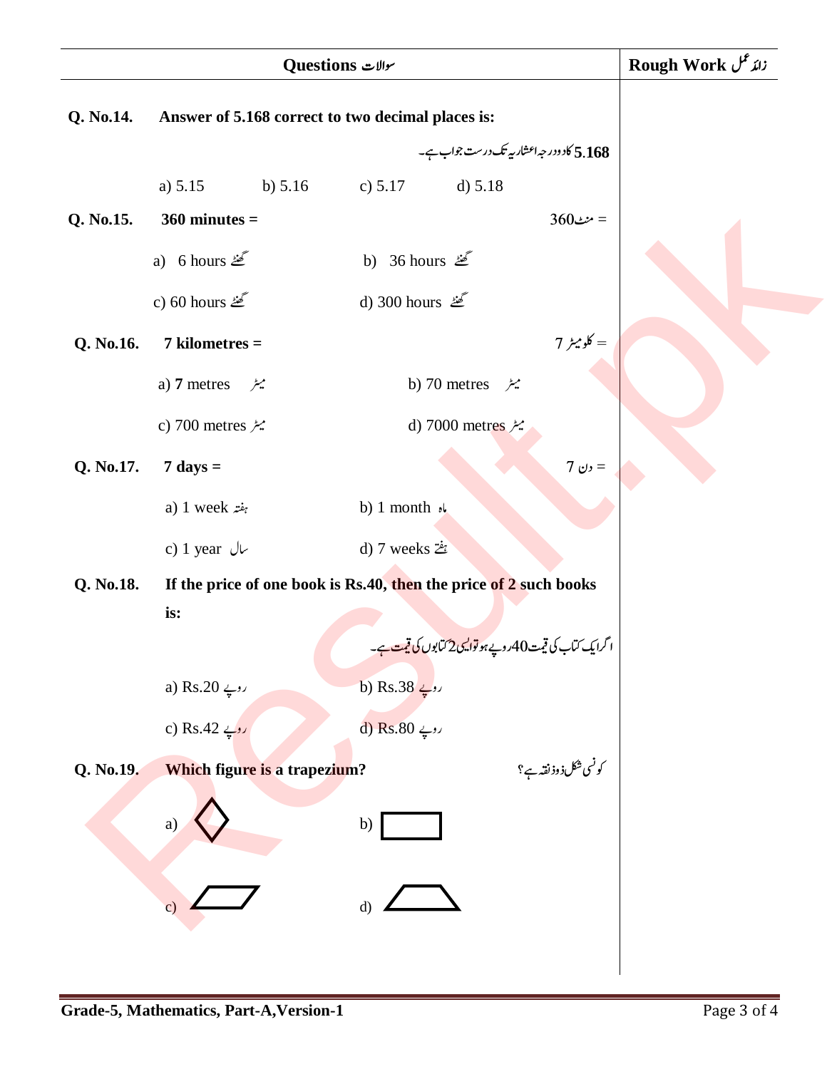| Questions سوالات | Rough Work زائد عمل |
|---|---|

**Q. No.14.** **Answer of 5.168 correct to two decimal places is:**

**5.168** کا دو درجہ اعشاریہ تک درست جواب ہے۔

a) 5.15 b) 5.16 c) 5.17 d) 5.18

**Q. No.15.** **360 minutes =**

= 360منٹ

a) 6 hours گھنٹے
b) 36 hours گھنٹے
c) 60 hours گھنٹے
d) 300 hours گھنٹے

**Q. No.16.** **7 kilometres =**

= 7 کلومیٹر

a) **7** metres میٹر
b) 70 metres میٹر
c) 700 metres میٹر
d) 7000 metres میٹر

**Q. No.17.** **7 days =**

= 7 دن

a) 1 week ہفتہ
b) 1 month ماہ
c) 1 year سال
d) 7 weeks ہفتے

**Q. No.18.** **If the price of one book is Rs.40, then the price of 2 such books is:**

اگر ایک کتاب کی قیمت 40روپے ہو تو ایسی 2 کتابوں کی قیمت ہے۔

a) Rs.20 روپے
b) Rs.38 روپے
c) Rs.42 روپے
d) Rs.80 روپے

**Q. No.19.** **Which figure is a trapezium?**

کونسی شکل ذوذنقہ ہے؟

a) ◇
b) ▭
c) ▱
d) ⏢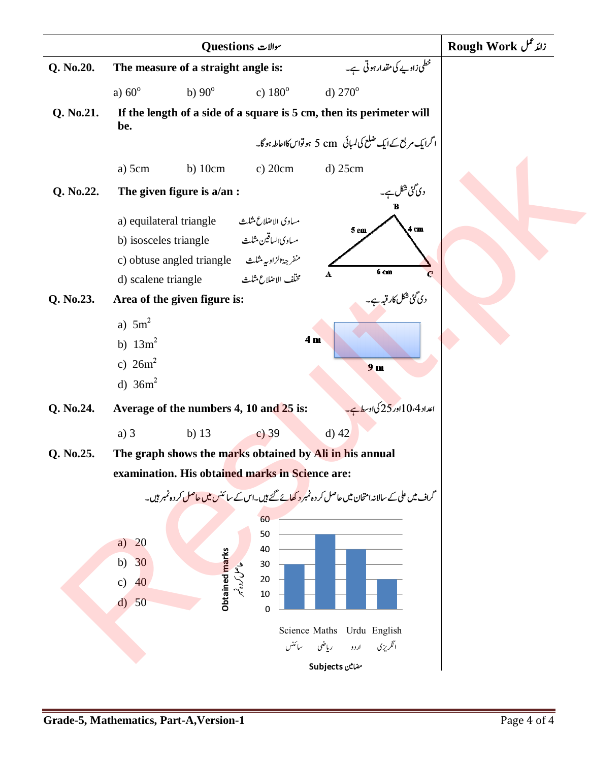| Questions سوالات | | Rough Work زائد عمل |
|---|---|---|

**Q. No.20.** **The measure of a straight angle is:** خطی زاویے کی مقدار ہوتی ہے۔

a) $60^o$   b) $90^o$   c) $180^o$   d) $270^o$

**Q. No.21.** **If the length of a side of a square is 5 cm, then its perimeter will be.**

اگر ایک مربع کے ایک ضلع کی لمبائی 5 cm ہو تو اس کا احاطہ ہوگا۔

a) 5cm   b) 10cm   c) 20cm   d) 25cm

**Q. No.22.** **The given figure is a/an :** دی گئی شکل ہے۔

a) equilateral triangle مساوی الاضلاع مثلث
b) isosceles triangle مساوی الساقین مثلث
c) obtuse angled triangle منفرجۃ الزاویہ مثلث
d) scalene triangle مختلف الاضلاع مثلث

B
5 cm
4 cm
A
6 cm
C

**Q. No.23.** **Area of the given figure is:** دی گئی شکل کا رقبہ ہے۔

a) $5m^2$
b) $13m^2$
c) $26m^2$
d) $36m^2$

4 m
9 m

**Q. No.24.** **Average of the numbers 4, 10 and 25 is:** اعداد 4، 10 اور 25 کی اوسط ہے۔

a) 3   b) 13   c) 39   d) 42

**Q. No.25.** **The graph shows the marks obtained by Ali in his annual examination. His obtained marks in Science are:**

گراف میں علی کے سالانہ امتحان میں حاصل کردہ نمبر دکھائے گئے ہیں۔ اس کے سائنس میں حاصل کردہ نمبر ہیں۔

a) 20
b) 30
c) 40
d) 50

Obtained marks حاصل کردہ نمبر
60
50
40
30
20
10
0
Science سائنس
Maths ریاضی
Urdu اردو
English انگریزی
Subjects مضامین